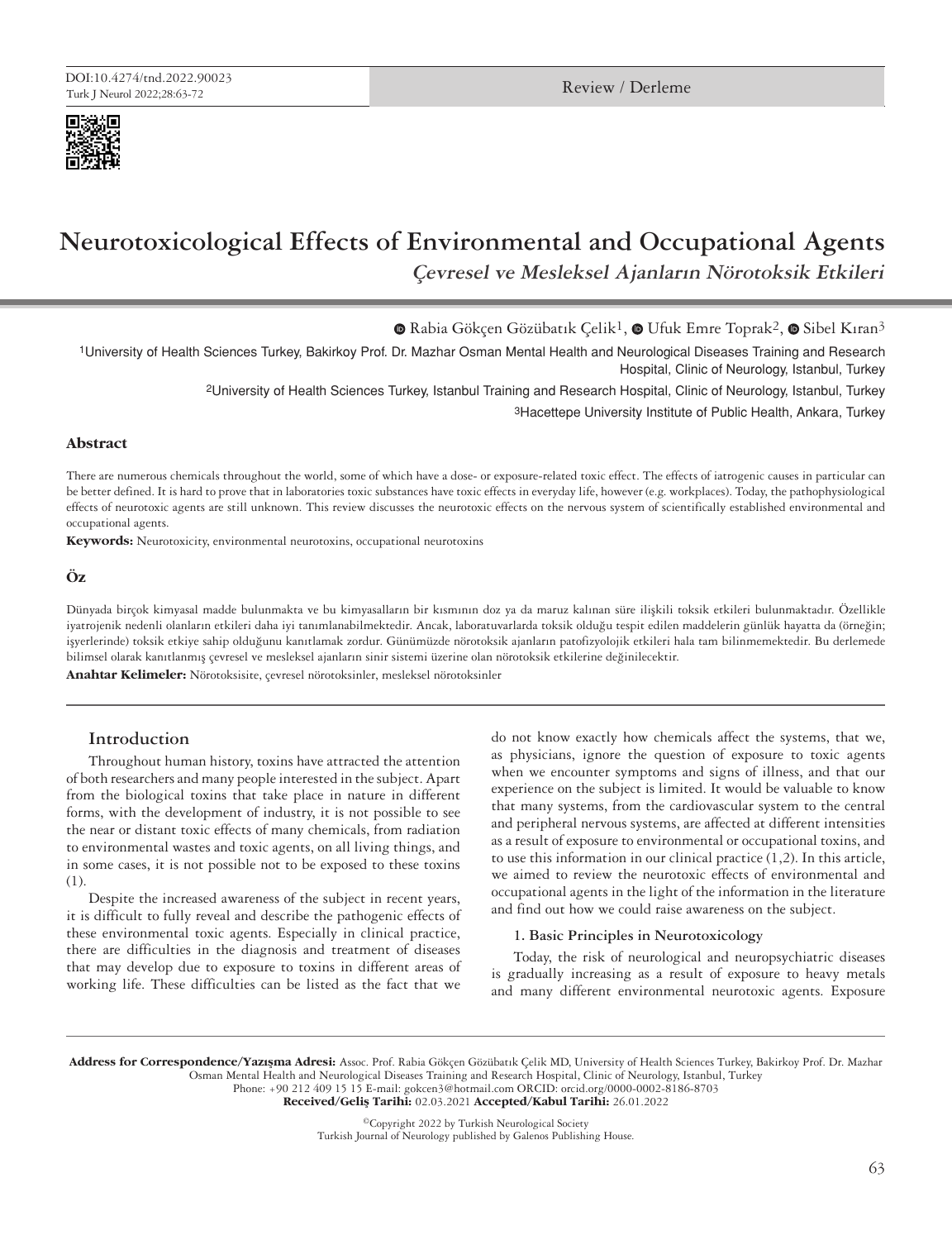DOI:10.4274/tnd.2022.90023

Review / Derleme

# Neurotoxicological Effects of Environmental and Occupational Agents

## *Çevresel ve Mesleksel Ajanların Nörotoksik Etkileri*

Rabia Gökçen Gözübatık Çelik[1], Ufuk Emre Toprak[2], Sibel Kıran[3]

[1]University of Health Sciences Turkey, Bakirkoy Prof. Dr. Mazhar Osman Mental Health and Neurological Diseases Training and Research Hospital, Clinic of Neurology, Istanbul, Turkey

[2]University of Health Sciences Turkey, Istanbul Training and Research Hospital, Clinic of Neurology, Istanbul, Turkey

[3]Hacettepe University Institute of Public Health, Ankara, Turkey

### Abstract

There are numerous chemicals throughout the world, some of which have a dose- or exposure-related toxic effect. The effects of iatrogenic causes in particular can be better defined. It is hard to prove that in laboratories toxic substances have toxic effects in everyday life, however (e.g. workplaces). Today, the pathophysiological effects of neurotoxic agents are still unknown. This review discusses the neurotoxic effects on the nervous system of scientifically established environmental and occupational agents.

**Keywords:** Neurotoxicity, environmental neurotoxins, occupational neurotoxins

### Öz

Dünyada birçok kimyasal madde bulunmakta ve bu kimyasalların bir kısmının doz ya da maruz kalınan süre ilişkili toksik etkileri bulunmaktadır. Özellikle iyatrojenik nedenli olanların etkileri daha iyi tanımlanabilmektedir. Ancak, laboratuvarlarda toksik olduğu tespit edilen maddelerin günlük hayatta da (örneğin; işyerlerinde) toksik etkiye sahip olduğunu kanıtlamak zordur. Günümüzde nörotoksik ajanların patofizyolojik etkileri hala tam bilinmemektedir. Bu derlemede bilimsel olarak kanıtlanmış çevresel ve mesleksel ajanların sinir sistemi üzerine olan nörotoksik etkilerine değinilecektir.

**Anahtar Kelimeler:** Nörotoksisite, çevresel nörotoksinler, mesleksel nörotoksinler

### Introduction

Throughout human history, toxins have attracted the attention of both researchers and many people interested in the subject. Apart from the biological toxins that take place in nature in different forms, with the development of industry, it is not possible to see the near or distant toxic effects of many chemicals, from radiation to environmental wastes and toxic agents, on all living things, and in some cases, it is not possible not to be exposed to these toxins (1).

Despite the increased awareness of the subject in recent years, it is difficult to fully reveal and describe the pathogenic effects of these environmental toxic agents. Especially in clinical practice, there are difficulties in the diagnosis and treatment of diseases that may develop due to exposure to toxins in different areas of working life. These difficulties can be listed as the fact that we do not know exactly how chemicals affect the systems, that we, as physicians, ignore the question of exposure to toxic agents when we encounter symptoms and signs of illness, and that our experience on the subject is limited. It would be valuable to know that many systems, from the cardiovascular system to the central and peripheral nervous systems, are affected at different intensities as a result of exposure to environmental or occupational toxins, and to use this information in our clinical practice (1,2). In this article, we aimed to review the neurotoxic effects of environmental and occupational agents in the light of the information in the literature and find out how we could raise awareness on the subject.

#### 1. Basic Principles in Neurotoxicology

Today, the risk of neurological and neuropsychiatric diseases is gradually increasing as a result of exposure to heavy metals and many different environmental neurotoxic agents. Exposure

---

**Address for Correspondence/Yazışma Adresi:** Assoc. Prof. Rabia Gökçen Gözübatık Çelik MD, University of Health Sciences Turkey, Bakirkoy Prof. Dr. Mazhar Osman Mental Health and Neurological Diseases Training and Research Hospital, Clinic of Neurology, Istanbul, Turkey
Phone: +90 212 409 15 15 E-mail: gokcen3@hotmail.com ORCID: orcid.org/0000-0002-8186-8703
**Received/Geliş Tarihi:** 02.03.2021 **Accepted/Kabul Tarihi:** 26.01.2022

©Copyright 2022 by Turkish Neurological Society
Turkish Journal of Neurology published by Galenos Publishing House.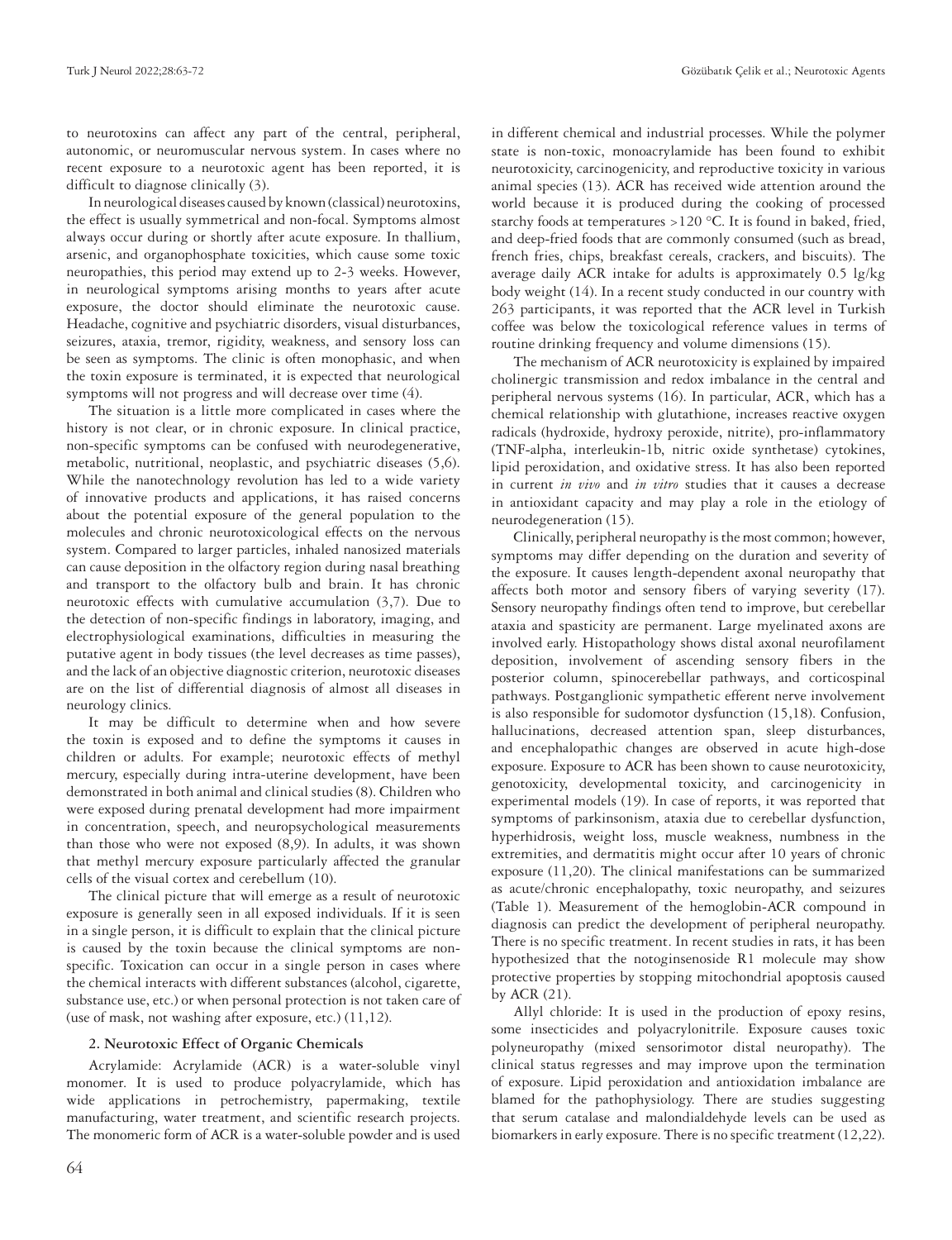to neurotoxins can affect any part of the central, peripheral, autonomic, or neuromuscular nervous system. In cases where no recent exposure to a neurotoxic agent has been reported, it is difficult to diagnose clinically (3).

In neurological diseases caused by known (classical) neurotoxins, the effect is usually symmetrical and non-focal. Symptoms almost always occur during or shortly after acute exposure. In thallium, arsenic, and organophosphate toxicities, which cause some toxic neuropathies, this period may extend up to 2-3 weeks. However, in neurological symptoms arising months to years after acute exposure, the doctor should eliminate the neurotoxic cause. Headache, cognitive and psychiatric disorders, visual disturbances, seizures, ataxia, tremor, rigidity, weakness, and sensory loss can be seen as symptoms. The clinic is often monophasic, and when the toxin exposure is terminated, it is expected that neurological symptoms will not progress and will decrease over time (4).

The situation is a little more complicated in cases where the history is not clear, or in chronic exposure. In clinical practice, non-specific symptoms can be confused with neurodegenerative, metabolic, nutritional, neoplastic, and psychiatric diseases (5,6). While the nanotechnology revolution has led to a wide variety of innovative products and applications, it has raised concerns about the potential exposure of the general population to the molecules and chronic neurotoxicological effects on the nervous system. Compared to larger particles, inhaled nanosized materials can cause deposition in the olfactory region during nasal breathing and transport to the olfactory bulb and brain. It has chronic neurotoxic effects with cumulative accumulation (3,7). Due to the detection of non-specific findings in laboratory, imaging, and electrophysiological examinations, difficulties in measuring the putative agent in body tissues (the level decreases as time passes), and the lack of an objective diagnostic criterion, neurotoxic diseases are on the list of differential diagnosis of almost all diseases in neurology clinics.

It may be difficult to determine when and how severe the toxin is exposed and to define the symptoms it causes in children or adults. For example; neurotoxic effects of methyl mercury, especially during intra-uterine development, have been demonstrated in both animal and clinical studies (8). Children who were exposed during prenatal development had more impairment in concentration, speech, and neuropsychological measurements than those who were not exposed (8,9). In adults, it was shown that methyl mercury exposure particularly affected the granular cells of the visual cortex and cerebellum (10).

The clinical picture that will emerge as a result of neurotoxic exposure is generally seen in all exposed individuals. If it is seen in a single person, it is difficult to explain that the clinical picture is caused by the toxin because the clinical symptoms are non-specific. Toxication can occur in a single person in cases where the chemical interacts with different substances (alcohol, cigarette, substance use, etc.) or when personal protection is not taken care of (use of mask, not washing after exposure, etc.) (11,12).

## 2. Neurotoxic Effect of Organic Chemicals

Acrylamide: Acrylamide (ACR) is a water-soluble vinyl monomer. It is used to produce polyacrylamide, which has wide applications in petrochemistry, papermaking, textile manufacturing, water treatment, and scientific research projects. The monomeric form of ACR is a water-soluble powder and is used in different chemical and industrial processes. While the polymer state is non-toxic, monoacrylamide has been found to exhibit neurotoxicity, carcinogenicity, and reproductive toxicity in various animal species (13). ACR has received wide attention around the world because it is produced during the cooking of processed starchy foods at temperatures >120 °C. It is found in baked, fried, and deep-fried foods that are commonly consumed (such as bread, french fries, chips, breakfast cereals, crackers, and biscuits). The average daily ACR intake for adults is approximately 0.5 lg/kg body weight (14). In a recent study conducted in our country with 263 participants, it was reported that the ACR level in Turkish coffee was below the toxicological reference values in terms of routine drinking frequency and volume dimensions (15).

The mechanism of ACR neurotoxicity is explained by impaired cholinergic transmission and redox imbalance in the central and peripheral nervous systems (16). In particular, ACR, which has a chemical relationship with glutathione, increases reactive oxygen radicals (hydroxide, hydroxy peroxide, nitrite), pro-inflammatory (TNF-alpha, interleukin-1b, nitric oxide synthetase) cytokines, lipid peroxidation, and oxidative stress. It has also been reported in current *in vivo* and *in vitro* studies that it causes a decrease in antioxidant capacity and may play a role in the etiology of neurodegeneration (15).

Clinically, peripheral neuropathy is the most common; however, symptoms may differ depending on the duration and severity of the exposure. It causes length-dependent axonal neuropathy that affects both motor and sensory fibers of varying severity (17). Sensory neuropathy findings often tend to improve, but cerebellar ataxia and spasticity are permanent. Large myelinated axons are involved early. Histopathology shows distal axonal neurofilament deposition, involvement of ascending sensory fibers in the posterior column, spinocerebellar pathways, and corticospinal pathways. Postganglionic sympathetic efferent nerve involvement is also responsible for sudomotor dysfunction (15,18). Confusion, hallucinations, decreased attention span, sleep disturbances, and encephalopathic changes are observed in acute high-dose exposure. Exposure to ACR has been shown to cause neurotoxicity, genotoxicity, developmental toxicity, and carcinogenicity in experimental models (19). In case of reports, it was reported that symptoms of parkinsonism, ataxia due to cerebellar dysfunction, hyperhidrosis, weight loss, muscle weakness, numbness in the extremities, and dermatitis might occur after 10 years of chronic exposure (11,20). The clinical manifestations can be summarized as acute/chronic encephalopathy, toxic neuropathy, and seizures (Table 1). Measurement of the hemoglobin-ACR compound in diagnosis can predict the development of peripheral neuropathy. There is no specific treatment. In recent studies in rats, it has been hypothesized that the notoginsenoside R1 molecule may show protective properties by stopping mitochondrial apoptosis caused by ACR (21).

Allyl chloride: It is used in the production of epoxy resins, some insecticides and polyacrylonitrile. Exposure causes toxic polyneuropathy (mixed sensorimotor distal neuropathy). The clinical status regresses and may improve upon the termination of exposure. Lipid peroxidation and antioxidation imbalance are blamed for the pathophysiology. There are studies suggesting that serum catalase and malondialdehyde levels can be used as biomarkers in early exposure. There is no specific treatment (12,22).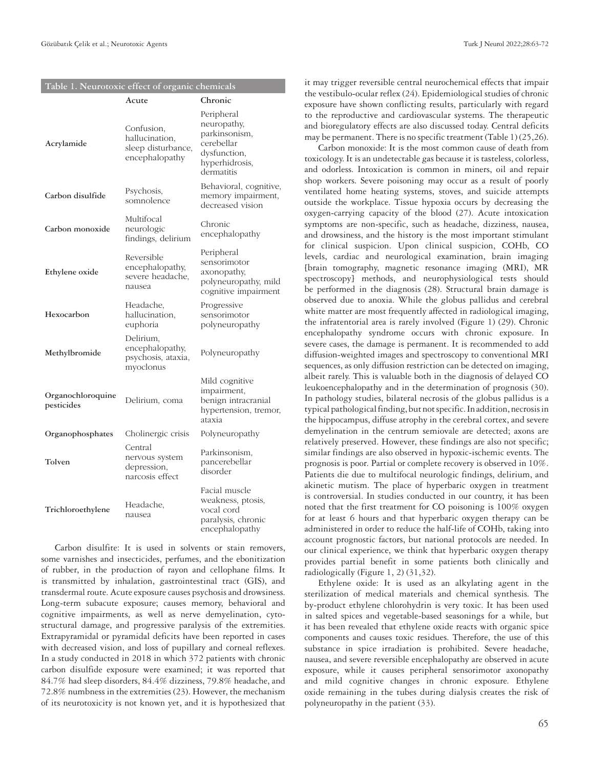**Table 1. Neurotoxic effect of organic chemicals**

| | Acute | Chronic |
|---|---|---|
| **Acrylamide** | Confusion, hallucination, sleep disturbance, encephalopathy | Peripheral neuropathy, parkinsonism, cerebellar dysfunction, hyperhidrosis, dermatitis |
| **Carbon disulfide** | Psychosis, somnolence | Behavioral, cognitive, memory impairment, decreased vision |
| **Carbon monoxide** | Multifocal neurologic findings, delirium | Chronic encephalopathy |
| **Ethylene oxide** | Reversible encephalopathy, severe headache, nausea | Peripheral sensorimotor axonopathy, polyneuropathy, mild cognitive impairment |
| **Hexocarbon** | Headache, hallucination, euphoria | Progressive sensorimotor polyneuropathy |
| **Methylbromide** | Delirium, encephalopathy, psychosis, ataxia, myoclonus | Polyneuropathy |
| **Organochloroquine pesticides** | Delirium, coma | Mild cognitive impairment, benign intracranial hypertension, tremor, ataxia |
| **Organophosphates** | Cholinergic crisis | Polyneuropathy |
| **Tolven** | Central nervous system depression, narcosis effect | Parkinsonism, pancerebellar disorder |
| **Trichloroethylene** | Headache, nausea | Facial muscle weakness, ptosis, vocal cord paralysis, chronic encephalopathy |

Carbon disulfite: It is used in solvents or stain removers, some varnishes and insecticides, perfumes, and the ebonitization of rubber, in the production of rayon and cellophane films. It is transmitted by inhalation, gastrointestinal tract (GIS), and transdermal route. Acute exposure causes psychosis and drowsiness. Long-term subacute exposure; causes memory, behavioral and cognitive impairments, as well as nerve demyelination, cyto-structural damage, and progressive paralysis of the extremities. Extrapyramidal or pyramidal deficits have been reported in cases with decreased vision, and loss of pupillary and corneal reflexes. In a study conducted in 2018 in which 372 patients with chronic carbon disulfide exposure were examined; it was reported that 84.7% had sleep disorders, 84.4% dizziness, 79.8% headache, and 72.8% numbness in the extremities (23). However, the mechanism of its neurotoxicity is not known yet, and it is hypothesized that it may trigger reversible central neurochemical effects that impair the vestibulo-ocular reflex (24). Epidemiological studies of chronic exposure have shown conflicting results, particularly with regard to the reproductive and cardiovascular systems. The therapeutic and bioregulatory effects are also discussed today. Central deficits may be permanent. There is no specific treatment (Table 1) (25,26).

Carbon monoxide: It is the most common cause of death from toxicology. It is an undetectable gas because it is tasteless, colorless, and odorless. Intoxication is common in miners, oil and repair shop workers. Severe poisoning may occur as a result of poorly ventilated home heating systems, stoves, and suicide attempts outside the workplace. Tissue hypoxia occurs by decreasing the oxygen-carrying capacity of the blood (27). Acute intoxication symptoms are non-specific, such as headache, dizziness, nausea, and drowsiness, and the history is the most important stimulant for clinical suspicion. Upon clinical suspicion, COHb, CO levels, cardiac and neurological examination, brain imaging [brain tomography, magnetic resonance imaging (MRI), MR spectroscopy] methods, and neurophysiological tests should be performed in the diagnosis (28). Structural brain damage is observed due to anoxia. While the globus pallidus and cerebral white matter are most frequently affected in radiological imaging, the infratentorial area is rarely involved (Figure 1) (29). Chronic encephalopathy syndrome occurs with chronic exposure. In severe cases, the damage is permanent. It is recommended to add diffusion-weighted images and spectroscopy to conventional MRI sequences, as only diffusion restriction can be detected on imaging, albeit rarely. This is valuable both in the diagnosis of delayed CO leukoencephalopathy and in the determination of prognosis (30). In pathology studies, bilateral necrosis of the globus pallidus is a typical pathological finding, but not specific. In addition, necrosis in the hippocampus, diffuse atrophy in the cerebral cortex, and severe demyelination in the centrum semiovale are detected; axons are relatively preserved. However, these findings are also not specific; similar findings are also observed in hypoxic-ischemic events. The prognosis is poor. Partial or complete recovery is observed in 10%. Patients die due to multifocal neurologic findings, delirium, and akinetic mutism. The place of hyperbaric oxygen in treatment is controversial. In studies conducted in our country, it has been noted that the first treatment for CO poisoning is 100% oxygen for at least 6 hours and that hyperbaric oxygen therapy can be administered in order to reduce the half-life of COHb, taking into account prognostic factors, but national protocols are needed. In our clinical experience, we think that hyperbaric oxygen therapy provides partial benefit in some patients both clinically and radiologically (Figure 1, 2) (31,32).

Ethylene oxide: It is used as an alkylating agent in the sterilization of medical materials and chemical synthesis. The by-product ethylene chlorohydrin is very toxic. It has been used in salted spices and vegetable-based seasonings for a while, but it has been revealed that ethylene oxide reacts with organic spice components and causes toxic residues. Therefore, the use of this substance in spice irradiation is prohibited. Severe headache, nausea, and severe reversible encephalopathy are observed in acute exposure, while it causes peripheral sensorimotor axonopathy and mild cognitive changes in chronic exposure. Ethylene oxide remaining in the tubes during dialysis creates the risk of polyneuropathy in the patient (33).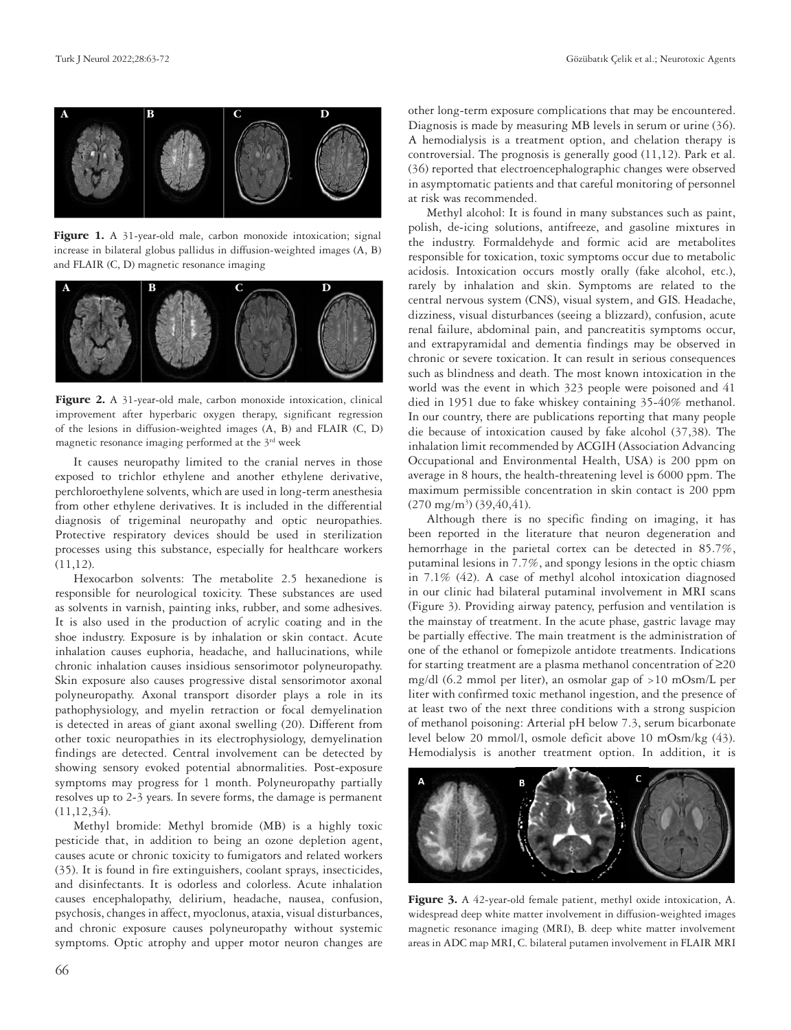**Figure 1.** A 31-year-old male, carbon monoxide intoxication; signal increase in bilateral globus pallidus in diffusion-weighted images (A, B) and FLAIR (C, D) magnetic resonance imaging

**Figure 2.** A 31-year-old male, carbon monoxide intoxication, clinical improvement after hyperbaric oxygen therapy, significant regression of the lesions in diffusion-weighted images (A, B) and FLAIR (C, D) magnetic resonance imaging performed at the 3rd week

It causes neuropathy limited to the cranial nerves in those exposed to trichlor ethylene and another ethylene derivative, perchloroethylene solvents, which are used in long-term anesthesia from other ethylene derivatives. It is included in the differential diagnosis of trigeminal neuropathy and optic neuropathies. Protective respiratory devices should be used in sterilization processes using this substance, especially for healthcare workers (11,12).

Hexocarbon solvents: The metabolite 2.5 hexanedione is responsible for neurological toxicity. These substances are used as solvents in varnish, painting inks, rubber, and some adhesives. It is also used in the production of acrylic coating and in the shoe industry. Exposure is by inhalation or skin contact. Acute inhalation causes euphoria, headache, and hallucinations, while chronic inhalation causes insidious sensorimotor polyneuropathy. Skin exposure also causes progressive distal sensorimotor axonal polyneuropathy. Axonal transport disorder plays a role in its pathophysiology, and myelin retraction or focal demyelination is detected in areas of giant axonal swelling (20). Different from other toxic neuropathies in its electrophysiology, demyelination findings are detected. Central involvement can be detected by showing sensory evoked potential abnormalities. Post-exposure symptoms may progress for 1 month. Polyneuropathy partially resolves up to 2-3 years. In severe forms, the damage is permanent (11,12,34).

Methyl bromide: Methyl bromide (MB) is a highly toxic pesticide that, in addition to being an ozone depletion agent, causes acute or chronic toxicity to fumigators and related workers (35). It is found in fire extinguishers, coolant sprays, insecticides, and disinfectants. It is odorless and colorless. Acute inhalation causes encephalopathy, delirium, headache, nausea, confusion, psychosis, changes in affect, myoclonus, ataxia, visual disturbances, and chronic exposure causes polyneuropathy without systemic symptoms. Optic atrophy and upper motor neuron changes are other long-term exposure complications that may be encountered. Diagnosis is made by measuring MB levels in serum or urine (36). A hemodialysis is a treatment option, and chelation therapy is controversial. The prognosis is generally good (11,12). Park et al. (36) reported that electroencephalographic changes were observed in asymptomatic patients and that careful monitoring of personnel at risk was recommended.

Methyl alcohol: It is found in many substances such as paint, polish, de-icing solutions, antifreeze, and gasoline mixtures in the industry. Formaldehyde and formic acid are metabolites responsible for toxication, toxic symptoms occur due to metabolic acidosis. Intoxication occurs mostly orally (fake alcohol, etc.), rarely by inhalation and skin. Symptoms are related to the central nervous system (CNS), visual system, and GIS. Headache, dizziness, visual disturbances (seeing a blizzard), confusion, acute renal failure, abdominal pain, and pancreatitis symptoms occur, and extrapyramidal and dementia findings may be observed in chronic or severe toxication. It can result in serious consequences such as blindness and death. The most known intoxication in the world was the event in which 323 people were poisoned and 41 died in 1951 due to fake whiskey containing 35-40% methanol. In our country, there are publications reporting that many people die because of intoxication caused by fake alcohol (37,38). The inhalation limit recommended by ACGIH (Association Advancing Occupational and Environmental Health, USA) is 200 ppm on average in 8 hours, the health-threatening level is 6000 ppm. The maximum permissible concentration in skin contact is 200 ppm (270 mg/m$^3$) (39,40,41).

Although there is no specific finding on imaging, it has been reported in the literature that neuron degeneration and hemorrhage in the parietal cortex can be detected in 85.7%, putaminal lesions in 7.7%, and spongy lesions in the optic chiasm in 7.1% (42). A case of methyl alcohol intoxication diagnosed in our clinic had bilateral putaminal involvement in MRI scans (Figure 3). Providing airway patency, perfusion and ventilation is the mainstay of treatment. In the acute phase, gastric lavage may be partially effective. The main treatment is the administration of one of the ethanol or fomepizole antidote treatments. Indications for starting treatment are a plasma methanol concentration of ≥20 mg/dl (6.2 mmol per liter), an osmolar gap of >10 mOsm/L per liter with confirmed toxic methanol ingestion, and the presence of at least two of the next three conditions with a strong suspicion of methanol poisoning: Arterial pH below 7.3, serum bicarbonate level below 20 mmol/l, osmole deficit above 10 mOsm/kg (43). Hemodialysis is another treatment option. In addition, it is

**Figure 3.** A 42-year-old female patient, methyl oxide intoxication, A. widespread deep white matter involvement in diffusion-weighted images magnetic resonance imaging (MRI), B. deep white matter involvement areas in ADC map MRI, C. bilateral putamen involvement in FLAIR MRI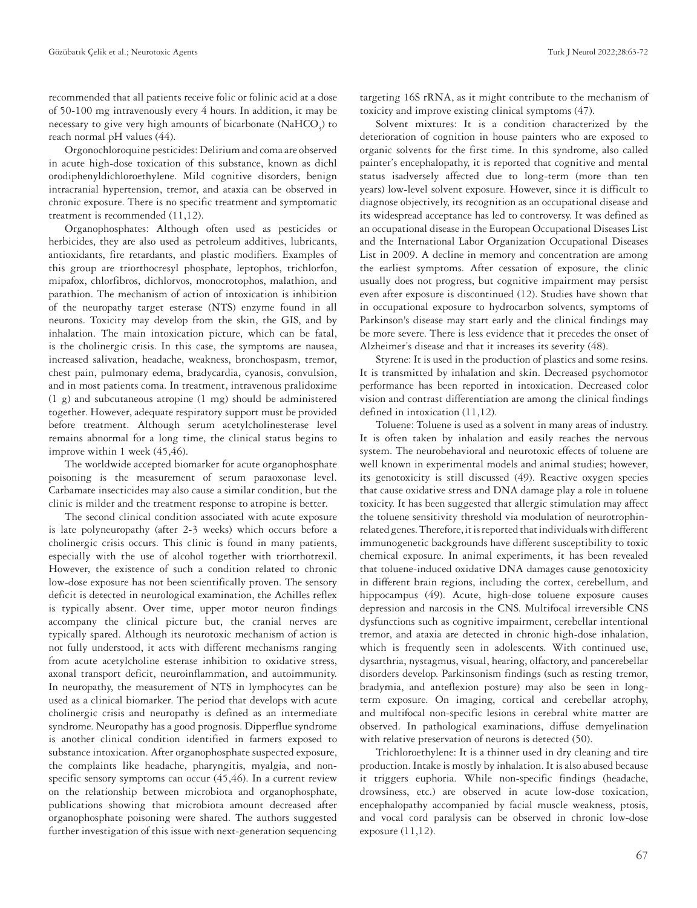recommended that all patients receive folic or folinic acid at a dose of 50-100 mg intravenously every 4 hours. In addition, it may be necessary to give very high amounts of bicarbonate ($NaHCO_3$) to reach normal pH values (44).

Orgonochloroquine pesticides: Delirium and coma are observed in acute high-dose toxication of this substance, known as dichl orodiphenyldichloroethylene. Mild cognitive disorders, benign intracranial hypertension, tremor, and ataxia can be observed in chronic exposure. There is no specific treatment and symptomatic treatment is recommended (11,12).

Organophosphates: Although often used as pesticides or herbicides, they are also used as petroleum additives, lubricants, antioxidants, fire retardants, and plastic modifiers. Examples of this group are triorthocresyl phosphate, leptophos, trichlorfon, mipafox, chlorfibros, dichlorvos, monocrotophos, malathion, and parathion. The mechanism of action of intoxication is inhibition of the neuropathy target esterase (NTS) enzyme found in all neurons. Toxicity may develop from the skin, the GIS, and by inhalation. The main intoxication picture, which can be fatal, is the cholinergic crisis. In this case, the symptoms are nausea, increased salivation, headache, weakness, bronchospasm, tremor, chest pain, pulmonary edema, bradycardia, cyanosis, convulsion, and in most patients coma. In treatment, intravenous pralidoxime (1 g) and subcutaneous atropine (1 mg) should be administered together. However, adequate respiratory support must be provided before treatment. Although serum acetylcholinesterase level remains abnormal for a long time, the clinical status begins to improve within 1 week (45,46).

The worldwide accepted biomarker for acute organophosphate poisoning is the measurement of serum paraoxonase level. Carbamate insecticides may also cause a similar condition, but the clinic is milder and the treatment response to atropine is better.

The second clinical condition associated with acute exposure is late polyneuropathy (after 2-3 weeks) which occurs before a cholinergic crisis occurs. This clinic is found in many patients, especially with the use of alcohol together with triorthotrexil. However, the existence of such a condition related to chronic low-dose exposure has not been scientifically proven. The sensory deficit is detected in neurological examination, the Achilles reflex is typically absent. Over time, upper motor neuron findings accompany the clinical picture but, the cranial nerves are typically spared. Although its neurotoxic mechanism of action is not fully understood, it acts with different mechanisms ranging from acute acetylcholine esterase inhibition to oxidative stress, axonal transport deficit, neuroinflammation, and autoimmunity. In neuropathy, the measurement of NTS in lymphocytes can be used as a clinical biomarker. The period that develops with acute cholinergic crisis and neuropathy is defined as an intermediate syndrome. Neuropathy has a good prognosis. Dipperflue syndrome is another clinical condition identified in farmers exposed to substance intoxication. After organophosphate suspected exposure, the complaints like headache, pharyngitis, myalgia, and non-specific sensory symptoms can occur (45,46). In a current review on the relationship between microbiota and organophosphate, publications showing that microbiota amount decreased after organophosphate poisoning were shared. The authors suggested further investigation of this issue with next-generation sequencing targeting 16S rRNA, as it might contribute to the mechanism of toxicity and improve existing clinical symptoms (47).

Solvent mixtures: It is a condition characterized by the deterioration of cognition in house painters who are exposed to organic solvents for the first time. In this syndrome, also called painter's encephalopathy, it is reported that cognitive and mental status isadversely affected due to long-term (more than ten years) low-level solvent exposure. However, since it is difficult to diagnose objectively, its recognition as an occupational disease and its widespread acceptance has led to controversy. It was defined as an occupational disease in the European Occupational Diseases List and the International Labor Organization Occupational Diseases List in 2009. A decline in memory and concentration are among the earliest symptoms. After cessation of exposure, the clinic usually does not progress, but cognitive impairment may persist even after exposure is discontinued (12). Studies have shown that in occupational exposure to hydrocarbon solvents, symptoms of Parkinson's disease may start early and the clinical findings may be more severe. There is less evidence that it precedes the onset of Alzheimer's disease and that it increases its severity (48).

Styrene: It is used in the production of plastics and some resins. It is transmitted by inhalation and skin. Decreased psychomotor performance has been reported in intoxication. Decreased color vision and contrast differentiation are among the clinical findings defined in intoxication (11,12).

Toluene: Toluene is used as a solvent in many areas of industry. It is often taken by inhalation and easily reaches the nervous system. The neurobehavioral and neurotoxic effects of toluene are well known in experimental models and animal studies; however, its genotoxicity is still discussed (49). Reactive oxygen species that cause oxidative stress and DNA damage play a role in toluene toxicity. It has been suggested that allergic stimulation may affect the toluene sensitivity threshold via modulation of neurotrophin-related genes. Therefore, it is reported that individuals with different immunogenetic backgrounds have different susceptibility to toxic chemical exposure. In animal experiments, it has been revealed that toluene-induced oxidative DNA damages cause genotoxicity in different brain regions, including the cortex, cerebellum, and hippocampus (49). Acute, high-dose toluene exposure causes depression and narcosis in the CNS. Multifocal irreversible CNS dysfunctions such as cognitive impairment, cerebellar intentional tremor, and ataxia are detected in chronic high-dose inhalation, which is frequently seen in adolescents. With continued use, dysarthria, nystagmus, visual, hearing, olfactory, and pancerebellar disorders develop. Parkinsonism findings (such as resting tremor, bradymia, and anteflexion posture) may also be seen in long-term exposure. On imaging, cortical and cerebellar atrophy, and multifocal non-specific lesions in cerebral white matter are observed. In pathological examinations, diffuse demyelination with relative preservation of neurons is detected (50).

Trichloroethylene: It is a thinner used in dry cleaning and tire production. Intake is mostly by inhalation. It is also abused because it triggers euphoria. While non-specific findings (headache, drowsiness, etc.) are observed in acute low-dose toxication, encephalopathy accompanied by facial muscle weakness, ptosis, and vocal cord paralysis can be observed in chronic low-dose exposure (11,12).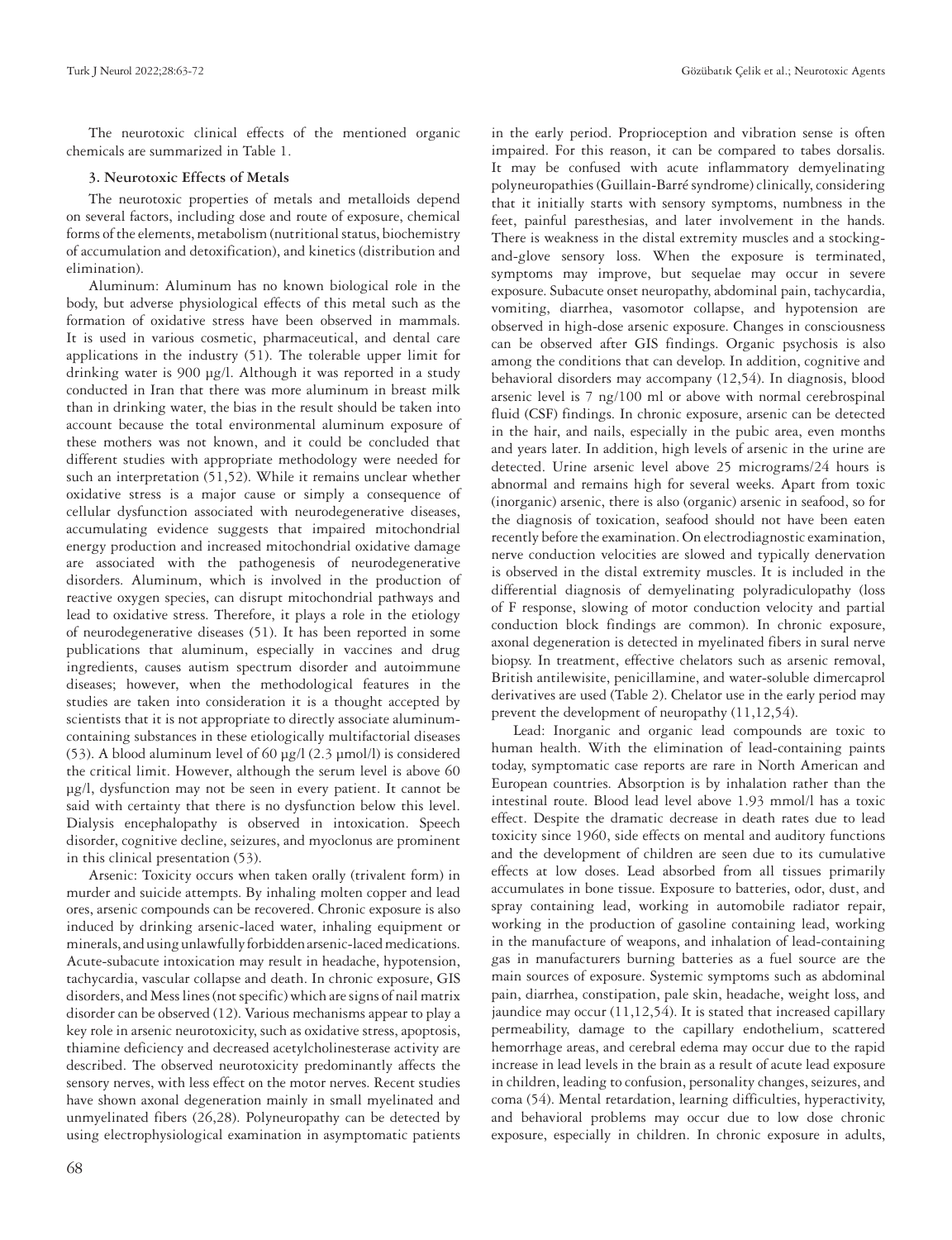The neurotoxic clinical effects of the mentioned organic chemicals are summarized in Table 1.

### 3. Neurotoxic Effects of Metals

The neurotoxic properties of metals and metalloids depend on several factors, including dose and route of exposure, chemical forms of the elements, metabolism (nutritional status, biochemistry of accumulation and detoxification), and kinetics (distribution and elimination).

Aluminum: Aluminum has no known biological role in the body, but adverse physiological effects of this metal such as the formation of oxidative stress have been observed in mammals. It is used in various cosmetic, pharmaceutical, and dental care applications in the industry (51). The tolerable upper limit for drinking water is 900 µg/l. Although it was reported in a study conducted in Iran that there was more aluminum in breast milk than in drinking water, the bias in the result should be taken into account because the total environmental aluminum exposure of these mothers was not known, and it could be concluded that different studies with appropriate methodology were needed for such an interpretation (51,52). While it remains unclear whether oxidative stress is a major cause or simply a consequence of cellular dysfunction associated with neurodegenerative diseases, accumulating evidence suggests that impaired mitochondrial energy production and increased mitochondrial oxidative damage are associated with the pathogenesis of neurodegenerative disorders. Aluminum, which is involved in the production of reactive oxygen species, can disrupt mitochondrial pathways and lead to oxidative stress. Therefore, it plays a role in the etiology of neurodegenerative diseases (51). It has been reported in some publications that aluminum, especially in vaccines and drug ingredients, causes autism spectrum disorder and autoimmune diseases; however, when the methodological features in the studies are taken into consideration it is a thought accepted by scientists that it is not appropriate to directly associate aluminum-containing substances in these etiologically multifactorial diseases (53). A blood aluminum level of 60 µg/l (2.3 µmol/l) is considered the critical limit. However, although the serum level is above 60 µg/l, dysfunction may not be seen in every patient. It cannot be said with certainty that there is no dysfunction below this level. Dialysis encephalopathy is observed in intoxication. Speech disorder, cognitive decline, seizures, and myoclonus are prominent in this clinical presentation (53).

Arsenic: Toxicity occurs when taken orally (trivalent form) in murder and suicide attempts. By inhaling molten copper and lead ores, arsenic compounds can be recovered. Chronic exposure is also induced by drinking arsenic-laced water, inhaling equipment or minerals, and using unlawfully forbidden arsenic-laced medications. Acute-subacute intoxication may result in headache, hypotension, tachycardia, vascular collapse and death. In chronic exposure, GIS disorders, and Mess lines (not specific) which are signs of nail matrix disorder can be observed (12). Various mechanisms appear to play a key role in arsenic neurotoxicity, such as oxidative stress, apoptosis, thiamine deficiency and decreased acetylcholinesterase activity are described. The observed neurotoxicity predominantly affects the sensory nerves, with less effect on the motor nerves. Recent studies have shown axonal degeneration mainly in small myelinated and unmyelinated fibers (26,28). Polyneuropathy can be detected by using electrophysiological examination in asymptomatic patients in the early period. Proprioception and vibration sense is often impaired. For this reason, it can be compared to tabes dorsalis. It may be confused with acute inflammatory demyelinating polyneuropathies (Guillain-Barré syndrome) clinically, considering that it initially starts with sensory symptoms, numbness in the feet, painful paresthesias, and later involvement in the hands. There is weakness in the distal extremity muscles and a stocking-and-glove sensory loss. When the exposure is terminated, symptoms may improve, but sequelae may occur in severe exposure. Subacute onset neuropathy, abdominal pain, tachycardia, vomiting, diarrhea, vasomotor collapse, and hypotension are observed in high-dose arsenic exposure. Changes in consciousness can be observed after GIS findings. Organic psychosis is also among the conditions that can develop. In addition, cognitive and behavioral disorders may accompany (12,54). In diagnosis, blood arsenic level is 7 ng/100 ml or above with normal cerebrospinal fluid (CSF) findings. In chronic exposure, arsenic can be detected in the hair, and nails, especially in the pubic area, even months and years later. In addition, high levels of arsenic in the urine are detected. Urine arsenic level above 25 micrograms/24 hours is abnormal and remains high for several weeks. Apart from toxic (inorganic) arsenic, there is also (organic) arsenic in seafood, so for the diagnosis of toxication, seafood should not have been eaten recently before the examination. On electrodiagnostic examination, nerve conduction velocities are slowed and typically denervation is observed in the distal extremity muscles. It is included in the differential diagnosis of demyelinating polyradiculopathy (loss of F response, slowing of motor conduction velocity and partial conduction block findings are common). In chronic exposure, axonal degeneration is detected in myelinated fibers in sural nerve biopsy. In treatment, effective chelators such as arsenic removal, British antilewisite, penicillamine, and water-soluble dimercaprol derivatives are used (Table 2). Chelator use in the early period may prevent the development of neuropathy (11,12,54).

Lead: Inorganic and organic lead compounds are toxic to human health. With the elimination of lead-containing paints today, symptomatic case reports are rare in North American and European countries. Absorption is by inhalation rather than the intestinal route. Blood lead level above 1.93 mmol/l has a toxic effect. Despite the dramatic decrease in death rates due to lead toxicity since 1960, side effects on mental and auditory functions and the development of children are seen due to its cumulative effects at low doses. Lead absorbed from all tissues primarily accumulates in bone tissue. Exposure to batteries, odor, dust, and spray containing lead, working in automobile radiator repair, working in the production of gasoline containing lead, working in the manufacture of weapons, and inhalation of lead-containing gas in manufacturers burning batteries as a fuel source are the main sources of exposure. Systemic symptoms such as abdominal pain, diarrhea, constipation, pale skin, headache, weight loss, and jaundice may occur (11,12,54). It is stated that increased capillary permeability, damage to the capillary endothelium, scattered hemorrhage areas, and cerebral edema may occur due to the rapid increase in lead levels in the brain as a result of acute lead exposure in children, leading to confusion, personality changes, seizures, and coma (54). Mental retardation, learning difficulties, hyperactivity, and behavioral problems may occur due to low dose chronic exposure, especially in children. In chronic exposure in adults,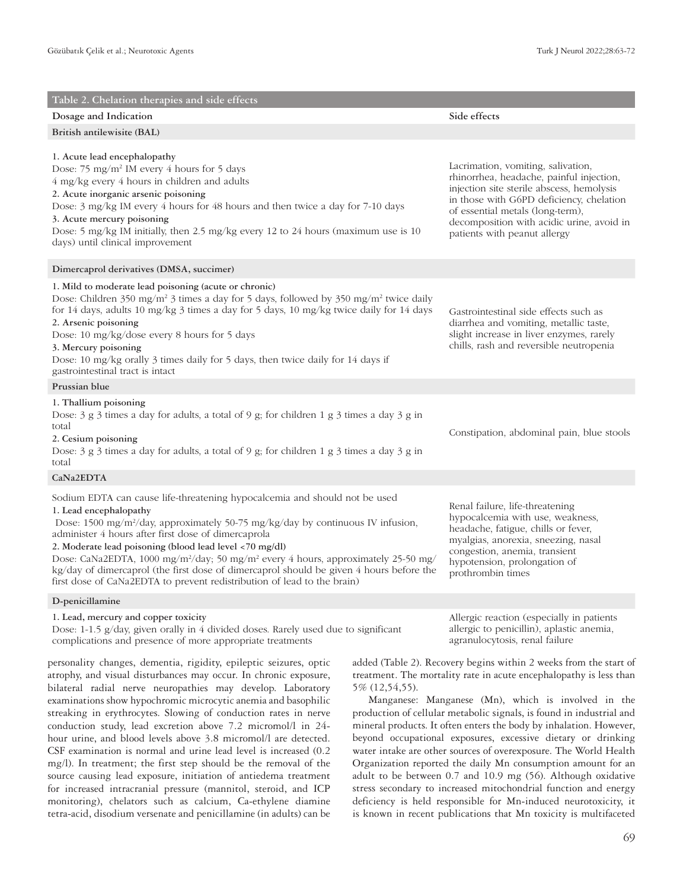**Table 2. Chelation therapies and side effects**

| Dosage and Indication | Side effects |
|---|---|
| **British antilewisite (BAL)** | |
| **1. Acute lead encephalopathy**<br>Dose: 75 mg/m² IM every 4 hours for 5 days<br>4 mg/kg every 4 hours in children and adults<br>**2. Acute inorganic arsenic poisoning**<br>Dose: 3 mg/kg IM every 4 hours for 48 hours and then twice a day for 7-10 days<br>**3. Acute mercury poisoning**<br>Dose: 5 mg/kg IM initially, then 2.5 mg/kg every 12 to 24 hours (maximum use is 10 days) until clinical improvement | Lacrimation, vomiting, salivation, rhinorrhea, headache, painful injection, injection site sterile abscess, hemolysis in those with G6PD deficiency, chelation of essential metals (long-term), decomposition with acidic urine, avoid in patients with peanut allergy |
| **Dimercaprol derivatives (DMSA, succimer)** | |
| **1. Mild to moderate lead poisoning (acute or chronic)**<br>Dose: Children 350 mg/m² 3 times a day for 5 days, followed by 350 mg/m² twice daily for 14 days, adults 10 mg/kg 3 times a day for 5 days, 10 mg/kg twice daily for 14 days<br>**2. Arsenic poisoning**<br>Dose: 10 mg/kg/dose every 8 hours for 5 days<br>**3. Mercury poisoning**<br>Dose: 10 mg/kg orally 3 times daily for 5 days, then twice daily for 14 days if gastrointestinal tract is intact | Gastrointestinal side effects such as diarrhea and vomiting, metallic taste, slight increase in liver enzymes, rarely chills, rash and reversible neutropenia |
| **Prussian blue** | |
| **1. Thallium poisoning**<br>Dose: 3 g 3 times a day for adults, a total of 9 g; for children 1 g 3 times a day 3 g in total<br>**2. Cesium poisoning**<br>Dose: 3 g 3 times a day for adults, a total of 9 g; for children 1 g 3 times a day 3 g in total | Constipation, abdominal pain, blue stools |
| **CaNa2EDTA** | |
| Sodium EDTA can cause life-threatening hypocalcemia and should not be used<br>**1. Lead encephalopathy**<br>Dose: 1500 mg/m²/day, approximately 50-75 mg/kg/day by continuous IV infusion, administer 4 hours after first dose of dimercaprola<br>**2. Moderate lead poisoning (blood lead level <70 mg/dl)**<br>Dose: CaNa2EDTA, 1000 mg/m²/day; 50 mg/m² every 4 hours, approximately 25-50 mg/kg/day of dimercaprol (the first dose of dimercaprol should be given 4 hours before the first dose of CaNa2EDTA to prevent redistribution of lead to the brain) | Renal failure, life-threatening hypocalcemia with use, weakness, headache, fatigue, chills or fever, myalgias, anorexia, sneezing, nasal congestion, anemia, transient hypotension, prolongation of prothrombin times |
| **D-penicillamine** | |
| **1. Lead, mercury and copper toxicity**<br>Dose: 1-1.5 g/day, given orally in 4 divided doses. Rarely used due to significant complications and presence of more appropriate treatments | Allergic reaction (especially in patients allergic to penicillin), aplastic anemia, agranulocytosis, renal failure |

personality changes, dementia, rigidity, epileptic seizures, optic atrophy, and visual disturbances may occur. In chronic exposure, bilateral radial nerve neuropathies may develop. Laboratory examinations show hypochromic microcytic anemia and basophilic streaking in erythrocytes. Slowing of conduction rates in nerve conduction study, lead excretion above 7.2 micromol/l in 24-hour urine, and blood levels above 3.8 micromol/l are detected. CSF examination is normal and urine lead level is increased (0.2 mg/l). In treatment; the first step should be the removal of the source causing lead exposure, initiation of antiedema treatment for increased intracranial pressure (mannitol, steroid, and ICP monitoring), chelators such as calcium, Ca-ethylene diamine tetra-acid, disodium versenate and penicillamine (in adults) can be added (Table 2). Recovery begins within 2 weeks from the start of treatment. The mortality rate in acute encephalopathy is less than 5% (12,54,55).

Manganese: Manganese (Mn), which is involved in the production of cellular metabolic signals, is found in industrial and mineral products. It often enters the body by inhalation. However, beyond occupational exposures, excessive dietary or drinking water intake are other sources of overexposure. The World Health Organization reported the daily Mn consumption amount for an adult to be between 0.7 and 10.9 mg (56). Although oxidative stress secondary to increased mitochondrial function and energy deficiency is held responsible for Mn-induced neurotoxicity, it is known in recent publications that Mn toxicity is multifaceted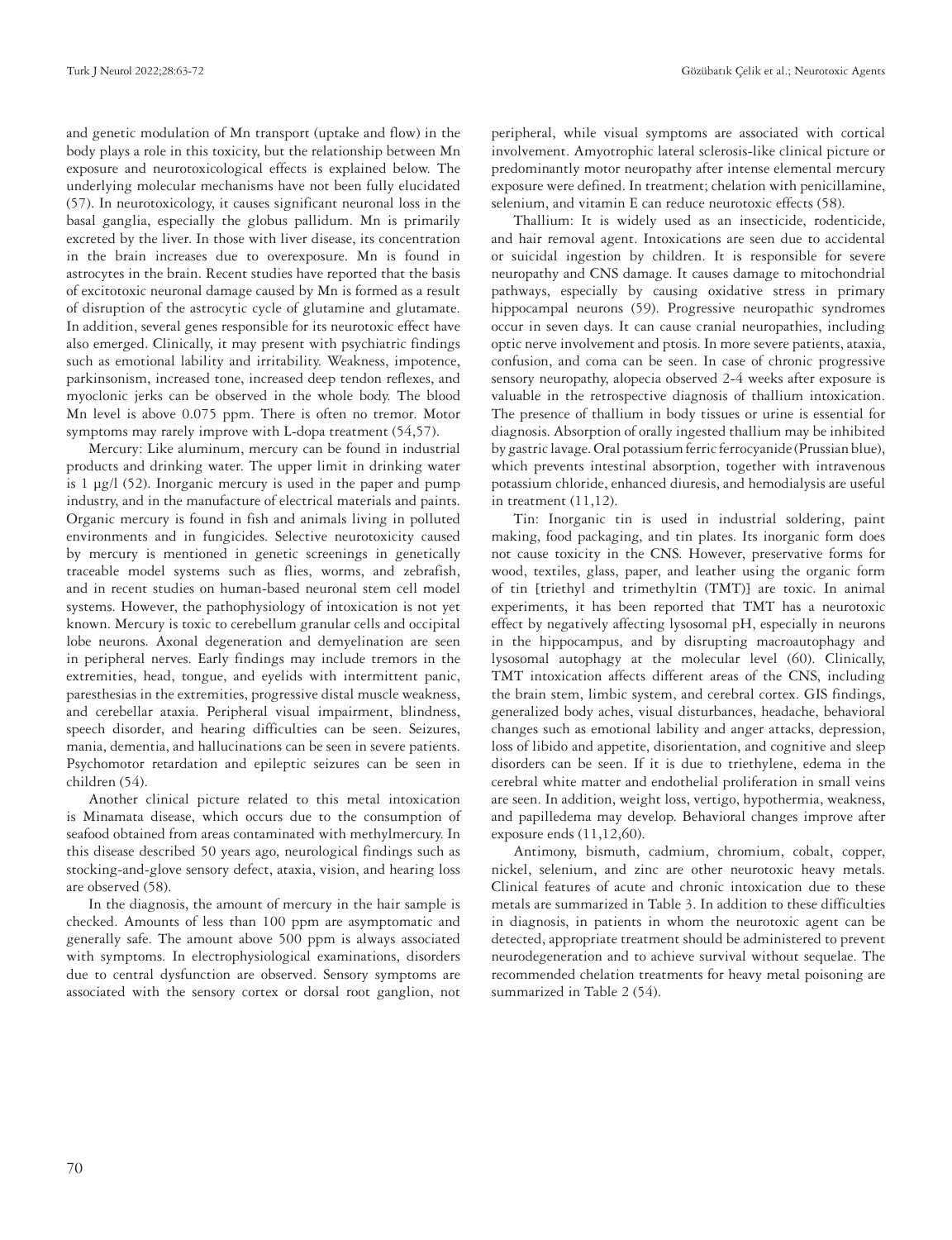and genetic modulation of Mn transport (uptake and flow) in the body plays a role in this toxicity, but the relationship between Mn exposure and neurotoxicological effects is explained below. The underlying molecular mechanisms have not been fully elucidated (57). In neurotoxicology, it causes significant neuronal loss in the basal ganglia, especially the globus pallidum. Mn is primarily excreted by the liver. In those with liver disease, its concentration in the brain increases due to overexposure. Mn is found in astrocytes in the brain. Recent studies have reported that the basis of excitotoxic neuronal damage caused by Mn is formed as a result of disruption of the astrocytic cycle of glutamine and glutamate. In addition, several genes responsible for its neurotoxic effect have also emerged. Clinically, it may present with psychiatric findings such as emotional lability and irritability. Weakness, impotence, parkinsonism, increased tone, increased deep tendon reflexes, and myoclonic jerks can be observed in the whole body. The blood Mn level is above 0.075 ppm. There is often no tremor. Motor symptoms may rarely improve with L-dopa treatment (54,57).

Mercury: Like aluminum, mercury can be found in industrial products and drinking water. The upper limit in drinking water is 1 µg/l (52). Inorganic mercury is used in the paper and pump industry, and in the manufacture of electrical materials and paints. Organic mercury is found in fish and animals living in polluted environments and in fungicides. Selective neurotoxicity caused by mercury is mentioned in genetic screenings in genetically traceable model systems such as flies, worms, and zebrafish, and in recent studies on human-based neuronal stem cell model systems. However, the pathophysiology of intoxication is not yet known. Mercury is toxic to cerebellum granular cells and occipital lobe neurons. Axonal degeneration and demyelination are seen in peripheral nerves. Early findings may include tremors in the extremities, head, tongue, and eyelids with intermittent panic, paresthesias in the extremities, progressive distal muscle weakness, and cerebellar ataxia. Peripheral visual impairment, blindness, speech disorder, and hearing difficulties can be seen. Seizures, mania, dementia, and hallucinations can be seen in severe patients. Psychomotor retardation and epileptic seizures can be seen in children (54).

Another clinical picture related to this metal intoxication is Minamata disease, which occurs due to the consumption of seafood obtained from areas contaminated with methylmercury. In this disease described 50 years ago, neurological findings such as stocking-and-glove sensory defect, ataxia, vision, and hearing loss are observed (58).

In the diagnosis, the amount of mercury in the hair sample is checked. Amounts of less than 100 ppm are asymptomatic and generally safe. The amount above 500 ppm is always associated with symptoms. In electrophysiological examinations, disorders due to central dysfunction are observed. Sensory symptoms are associated with the sensory cortex or dorsal root ganglion, not peripheral, while visual symptoms are associated with cortical involvement. Amyotrophic lateral sclerosis-like clinical picture or predominantly motor neuropathy after intense elemental mercury exposure were defined. In treatment; chelation with penicillamine, selenium, and vitamin E can reduce neurotoxic effects (58).

Thallium: It is widely used as an insecticide, rodenticide, and hair removal agent. Intoxications are seen due to accidental or suicidal ingestion by children. It is responsible for severe neuropathy and CNS damage. It causes damage to mitochondrial pathways, especially by causing oxidative stress in primary hippocampal neurons (59). Progressive neuropathic syndromes occur in seven days. It can cause cranial neuropathies, including optic nerve involvement and ptosis. In more severe patients, ataxia, confusion, and coma can be seen. In case of chronic progressive sensory neuropathy, alopecia observed 2-4 weeks after exposure is valuable in the retrospective diagnosis of thallium intoxication. The presence of thallium in body tissues or urine is essential for diagnosis. Absorption of orally ingested thallium may be inhibited by gastric lavage. Oral potassium ferric ferrocyanide (Prussian blue), which prevents intestinal absorption, together with intravenous potassium chloride, enhanced diuresis, and hemodialysis are useful in treatment (11,12).

Tin: Inorganic tin is used in industrial soldering, paint making, food packaging, and tin plates. Its inorganic form does not cause toxicity in the CNS. However, preservative forms for wood, textiles, glass, paper, and leather using the organic form of tin [triethyl and trimethyltin (TMT)] are toxic. In animal experiments, it has been reported that TMT has a neurotoxic effect by negatively affecting lysosomal pH, especially in neurons in the hippocampus, and by disrupting macroautophagy and lysosomal autophagy at the molecular level (60). Clinically, TMT intoxication affects different areas of the CNS, including the brain stem, limbic system, and cerebral cortex. GIS findings, generalized body aches, visual disturbances, headache, behavioral changes such as emotional lability and anger attacks, depression, loss of libido and appetite, disorientation, and cognitive and sleep disorders can be seen. If it is due to triethylene, edema in the cerebral white matter and endothelial proliferation in small veins are seen. In addition, weight loss, vertigo, hypothermia, weakness, and papilledema may develop. Behavioral changes improve after exposure ends (11,12,60).

Antimony, bismuth, cadmium, chromium, cobalt, copper, nickel, selenium, and zinc are other neurotoxic heavy metals. Clinical features of acute and chronic intoxication due to these metals are summarized in Table 3. In addition to these difficulties in diagnosis, in patients in whom the neurotoxic agent can be detected, appropriate treatment should be administered to prevent neurodegeneration and to achieve survival without sequelae. The recommended chelation treatments for heavy metal poisoning are summarized in Table 2 (54).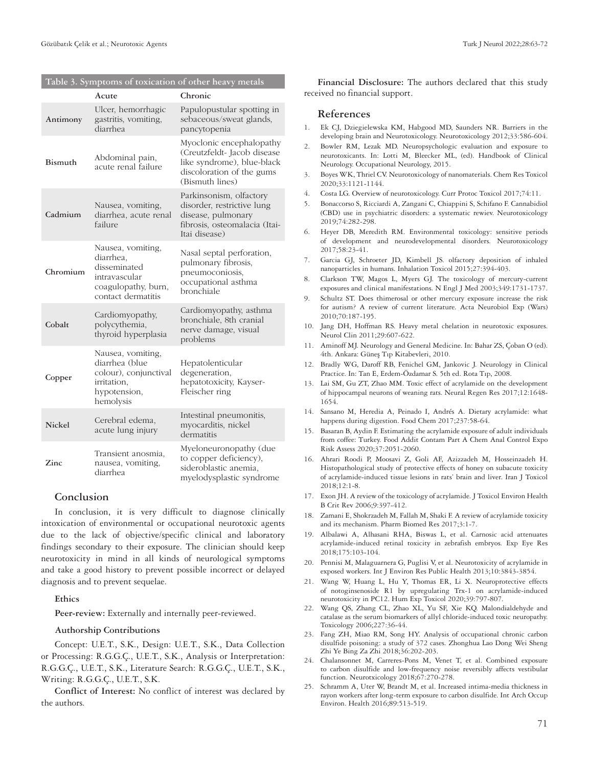Table 3. Symptoms of toxication of other heavy metals

| | Acute | Chronic |
|---|---|---|
| Antimony | Ulcer, hemorrhagic gastritis, vomiting, diarrhea | Papulopustular spotting in sebaceous/sweat glands, pancytopenia |
| Bismuth | Abdominal pain, acute renal failure | Myoclonic encephalopathy (Creutzfeldt- Jacob disease like syndrome), blue-black discoloration of the gums (Bismuth lines) |
| Cadmium | Nausea, vomiting, diarrhea, acute renal failure | Parkinsonism, olfactory disorder, restrictive lung disease, pulmonary fibrosis, osteomalacia (Itai-Itai disease) |
| Chromium | Nausea, vomiting, diarrhea, disseminated intravascular coagulopathy, burn, contact dermatitis | Nasal septal perforation, pulmonary fibrosis, pneumoconiosis, occupational asthma bronchiale |
| Cobalt | Cardiomyopathy, polycythemia, thyroid hyperplasia | Cardiomyopathy, asthma bronchiale, 8th cranial nerve damage, visual problems |
| Copper | Nausea, vomiting, diarrhea (blue colour), conjunctival irritation, hypotension, hemolysis | Hepatolenticular degeneration, hepatotoxicity, Kayser-Fleischer ring |
| Nickel | Cerebral edema, acute lung injury | Intestinal pneumonitis, myocarditis, nickel dermatitis |
| Zinc | Transient anosmia, nausea, vomiting, diarrhea | Myeloneuronopathy (due to copper deficiency), sideroblastic anemia, myelodysplastic syndrome |

## Conclusion

In conclusion, it is very difficult to diagnose clinically intoxication of environmental or occupational neurotoxic agents due to the lack of objective/specific clinical and laboratory findings secondary to their exposure. The clinician should keep neurotoxicity in mind in all kinds of neurological symptoms and take a good history to prevent possible incorrect or delayed diagnosis and to prevent sequelae.

### Ethics

**Peer-review:** Externally and internally peer-reviewed.

### Authorship Contributions

Concept: U.E.T., S.K., Design: U.E.T., S.K., Data Collection or Processing: R.G.G.Ç., U.E.T., S.K., Analysis or Interpretation: R.G.G.Ç., U.E.T., S.K., Literature Search: R.G.G.Ç., U.E.T., S.K., Writing: R.G.G.Ç., U.E.T., S.K.

**Conflict of Interest:** No conflict of interest was declared by the authors.

**Financial Disclosure:** The authors declared that this study received no financial support.

## References

1. Ek CJ, Dziegielewska KM, Habgood MD, Saunders NR. Barriers in the developing brain and Neurotoxicology. Neurotoxicology 2012;33:586-604.
2. Bowler RM, Lezak MD. Neuropsychologic evaluation and exposure to neurotoxicants. In: Lotti M, Bleecker ML, (ed). Handbook of Clinical Neurology. Occupational Neurology, 2015.
3. Boyes WK, Thriel CV. Neurotoxicology of nanomaterials. Chem Res Toxicol 2020;33:1121-1144.
4. Costa LG. Overview of neurotoxicology. Curr Protoc Toxicol 2017;74:11.
5. Bonaccorso S, Ricciardi A, Zangani C, Chiappini S, Schifano F. Cannabidiol (CBD) use in psychiatric disorders: a systematic rewiev. Neurotoxicology 2019;74:282-298.
6. Heyer DB, Meredith RM. Environmental toxicology: sensitive periods of development and neurodevelopmental disorders. Neurotoxicology 2017;58:23-41.
7. Garcia GJ, Schroeter JD, Kimbell JS. olfactory deposition of inhaled nanoparticles in humans. Inhalation Toxicol 2015;27:394-403.
8. Clarkson TW, Magos L, Myers GJ. The toxicology of mercury-current exposures and clinical manifestations. N Engl J Med 2003;349:1731-1737.
9. Schultz ST. Does thimerosal or other mercury exposure increase the risk for autism? A review of current literature. Acta Neurobiol Exp (Wars) 2010;70:187-195.
10. Jang DH, Hoffman RS. Heavy metal chelation in neurotoxic exposures. Neurol Clin 2011;29:607-622.
11. Aminoff MJ. Neurology and General Medicine. In: Bahar ZS, Çoban O (ed). 4th. Ankara: Güneş Tıp Kitabevleri, 2010.
12. Bradly WG, Daroff RB, Fenichel GM, Jankovic J. Neurology in Clinical Practice. In: Tan E, Erdem-Özdamar S. 5th ed. Rota Tıp, 2008.
13. Lai SM, Gu ZT, Zhao MM. Toxic effect of acrylamide on the development of hippocampal neurons of weaning rats. Neural Regen Res 2017;12:1648-1654.
14. Sansano M, Heredia A, Peinado I, Andrés A. Dietary acrylamide: what happens during digestion. Food Chem 2017;237:58-64.
15. Basaran B, Aydin F. Estimating the acrylamide exposure of adult individuals from coffee: Turkey. Food Addit Contam Part A Chem Anal Control Expo Risk Assess 2020;37:2051-2060.
16. Ahrari Roodi P, Moosavi Z, Goli AF, Azizzadeh M, Hosseinzadeh H. Histopathological study of protective effects of honey on subacute toxicity of acrylamide-induced tissue lesions in rats' brain and liver. Iran J Toxicol 2018;12:1-8.
17. Exon JH. A review of the toxicology of acrylamide. J Toxicol Environ Health B Crit Rev 2006;9:397-412.
18. Zamani E, Shokrzadeh M, Fallah M, Shaki F. A review of acrylamide toxicity and its mechanism. Pharm Biomed Res 2017;3:1-7.
19. Albalawi A, Alhasani RHA, Biswas L, et al. Carnosic acid attenuates acrylamide-induced retinal toxicity in zebrafish embryos. Exp Eye Res 2018;175:103-104.
20. Pennisi M, Malaguarnera G, Puglisi V, et al. Neurotoxicity of acrylamide in exposed workers. Int J Environ Res Public Health 2013;10:3843-3854.
21. Wang W, Huang L, Hu Y, Thomas ER, Li X. Neuroprotective effects of notoginsenoside R1 by upregulating Trx-1 on acrylamide-induced neurotoxicity in PC12. Hum Exp Toxicol 2020;39:797-807.
22. Wang QS, Zhang CL, Zhao XL, Yu SF, Xie KQ. Malondialdehyde and catalase as the serum biomarkers of allyl chloride-induced toxic neuropathy. Toxicology 2006;227:36-44.
23. Fang ZH, Miao RM, Song HY. Analysis of occupational chronic carbon disulfide poisoning: a study of 372 cases. Zhonghua Lao Dong Wei Sheng Zhi Ye Bing Za Zhi 2018;36:202-203.
24. Chalansonnet M, Carreres-Pons M, Venet T, et al. Combined exposure to carbon disulfide and low-frequency noise reversibly affects vestibular function. Neurotxicology 2018;67:270-278.
25. Schramm A, Uter W, Brandt M, et al. Increased intima-media thickness in rayon workers after long-term exposure to carbon disulfide. Int Arch Occup Environ. Health 2016;89:513-519.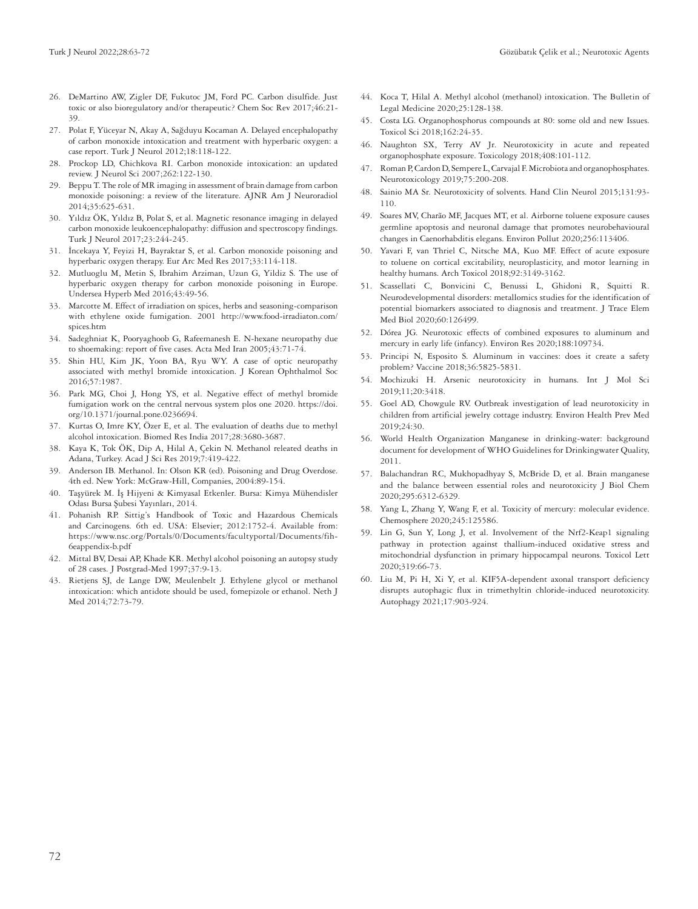26. DeMartino AW, Zigler DF, Fukutoc JM, Ford PC. Carbon disulfide. Just toxic or also bioregulatory and/or therapeutic? Chem Soc Rev 2017;46:21-39.
27. Polat F, Yüceyar N, Akay A, Sağduyu Kocaman A. Delayed encephalopathy of carbon monoxide intoxication and treatment with hyperbaric oxygen: a case report. Turk J Neurol 2012;18:118-122.
28. Prockop LD, Chichkova RI. Carbon monoxide intoxication: an updated review. J Neurol Sci 2007;262:122-130.
29. Beppu T. The role of MR imaging in assessment of brain damage from carbon monoxide poisoning: a review of the literature. AJNR Am J Neuroradiol 2014;35:625-631.
30. Yıldız ÖK, Yıldız B, Polat S, et al. Magnetic resonance imaging in delayed carbon monoxide leukoencephalopathy: diffusion and spectroscopy findings. Turk J Neurol 2017;23:244-245.
31. İncekaya Y, Feyizi H, Bayraktar S, et al. Carbon monoxide poisoning and hyperbaric oxygen therapy. Eur Arc Med Res 2017;33:114-118.
32. Mutluoglu M, Metin S, Ibrahim Arziman, Uzun G, Yildiz S. The use of hyperbaric oxygen therapy for carbon monoxide poisoning in Europe. Undersea Hyperb Med 2016;43:49-56.
33. Marcotte M. Effect of irradiation on spices, herbs and seasoning-comparison with ethylene oxide fumigation. 2001 http://www.food-irradiaton.com/spices.htm
34. Sadeghniat K, Pooryaghoob G, Rafeemanesh E. N-hexane neuropathy due to shoemaking: report of five cases. Acta Med Iran 2005;43:71-74.
35. Shin HU, Kim JK, Yoon BA, Ryu WY. A case of optic neuropathy associated with methyl bromide intoxication. J Korean Ophthalmol Soc 2016;57:1987.
36. Park MG, Choi J, Hong YS, et al. Negative effect of methyl bromide fumigation work on the central nervous system plos one 2020. https://doi.org/10.1371/journal.pone.0236694.
37. Kurtas O, Imre KY, Özer E, et al. The evaluation of deaths due to methyl alcohol intoxication. Biomed Res India 2017;28:3680-3687.
38. Kaya K, Tok ÖK, Dip A, Hilal A, Çekin N. Methanol releated deaths in Adana, Turkey. Acad J Sci Res 2019;7:419-422.
39. Anderson IB. Methanol. In: Olson KR (ed). Poisoning and Drug Overdose. 4th ed. New York: McGraw-Hill, Companies, 2004:89-154.
40. Taşyürek M. İş Hijyeni & Kimyasal Etkenler. Bursa: Kimya Mühendisler Odası Bursa Şubesi Yayınları, 2014.
41. Pohanish RP. Sittig's Handbook of Toxic and Hazardous Chemicals and Carcinogens. 6th ed. USA: Elsevier; 2012:1752-4. Available from: https://www.nsc.org/Portals/0/Documents/facultyportal/Documents/fih-6eappendix-b.pdf
42. Mittal BV, Desai AP, Khade KR. Methyl alcohol poisoning an autopsy study of 28 cases. J Postgrad-Med 1997;37:9-13.
43. Rietjens SJ, de Lange DW, Meulenbelt J. Ethylene glycol or methanol intoxication: which antidote should be used, fomepizole or ethanol. Neth J Med 2014;72:73-79.
44. Koca T, Hilal A. Methyl alcohol (methanol) intoxication. The Bulletin of Legal Medicine 2020;25:128-138.
45. Costa LG. Organophosphorus compounds at 80: some old and new Issues. Toxicol Sci 2018;162:24-35.
46. Naughton SX, Terry AV Jr. Neurotoxicity in acute and repeated organophosphate exposure. Toxicology 2018;408:101-112.
47. Roman P, Cardon D, Sempere L, Carvajal F. Microbiota and organophosphates. Neurotoxicology 2019;75:200-208.
48. Sainio MA Sr. Neurotoxicity of solvents. Hand Clin Neurol 2015;131:93-110.
49. Soares MV, Charão MF, Jacques MT, et al. Airborne toluene exposure causes germline apoptosis and neuronal damage that promotes neurobehavioural changes in Caenorhabditis elegans. Environ Pollut 2020;256:113406.
50. Yavari F, van Thriel C, Nitsche MA, Kuo MF. Effect of acute exposure to toluene on cortical excitability, neuroplasticity, and motor learning in healthy humans. Arch Toxicol 2018;92:3149-3162.
51. Scassellati C, Bonvicini C, Benussi L, Ghidoni R, Squitti R. Neurodevelopmental disorders: metallomics studies for the identification of potential biomarkers associated to diagnosis and treatment. J Trace Elem Med Biol 2020;60:126499.
52. Dórea JG. Neurotoxic effects of combined exposures to aluminum and mercury in early life (infancy). Environ Res 2020;188:109734.
53. Principi N, Esposito S. Aluminum in vaccines: does it create a safety problem? Vaccine 2018;36:5825-5831.
54. Mochizuki H. Arsenic neurotoxicity in humans. Int J Mol Sci 2019;11;20:3418.
55. Goel AD, Chowgule RV. Outbreak investigation of lead neurotoxicity in children from artificial jewelry cottage industry. Environ Health Prev Med 2019;24:30.
56. World Health Organization Manganese in drinking-water: background document for development of WHO Guidelines for Drinkingwater Quality, 2011.
57. Balachandran RC, Mukhopadhyay S, McBride D, et al. Brain manganese and the balance between essential roles and neurotoxicity J Biol Chem 2020;295:6312-6329.
58. Yang L, Zhang Y, Wang F, et al. Toxicity of mercury: molecular evidence. Chemosphere 2020;245:125586.
59. Lin G, Sun Y, Long J, et al. Involvement of the Nrf2-Keap1 signaling pathway in protection against thallium-induced oxidative stress and mitochondrial dysfunction in primary hippocampal neurons. Toxicol Lett 2020;319:66-73.
60. Liu M, Pi H, Xi Y, et al. KIF5A-dependent axonal transport deficiency disrupts autophagic flux in trimethyltin chloride-induced neurotoxicity. Autophagy 2021;17:903-924.